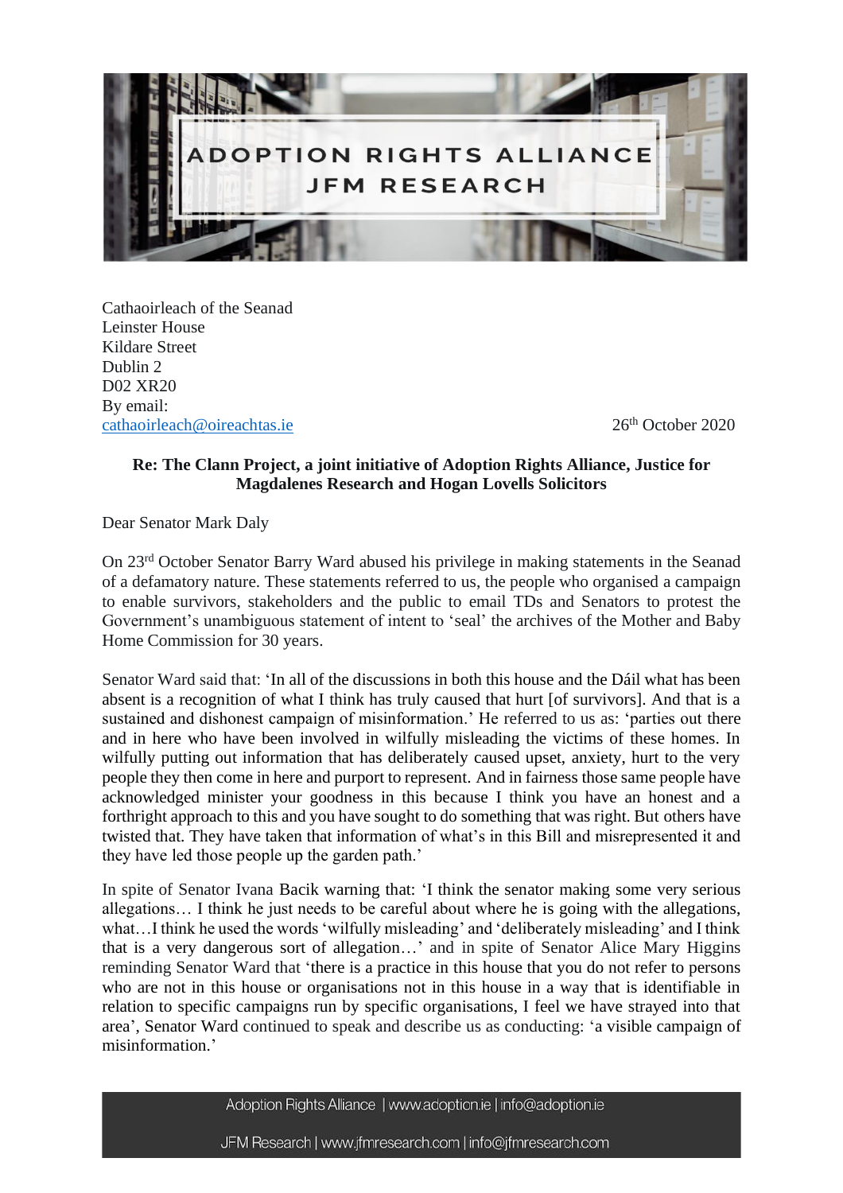# ADOPTION RIGHTS ALLIANCE
## JFM RESEARCH

Cathaoirleach of the Seanad
Leinster House
Kildare Street
Dublin 2
D02 XR20
By email:
cathaoirleach@oireachtas.ie

26th October 2020

**Re: The Clann Project, a joint initiative of Adoption Rights Alliance, Justice for Magdalenes Research and Hogan Lovells Solicitors**

Dear Senator Mark Daly

On 23rd October Senator Barry Ward abused his privilege in making statements in the Seanad of a defamatory nature. These statements referred to us, the people who organised a campaign to enable survivors, stakeholders and the public to email TDs and Senators to protest the Government's unambiguous statement of intent to 'seal' the archives of the Mother and Baby Home Commission for 30 years.

Senator Ward said that: 'In all of the discussions in both this house and the Dáil what has been absent is a recognition of what I think has truly caused that hurt [of survivors]. And that is a sustained and dishonest campaign of misinformation.' He referred to us as: 'parties out there and in here who have been involved in wilfully misleading the victims of these homes. In wilfully putting out information that has deliberately caused upset, anxiety, hurt to the very people they then come in here and purport to represent. And in fairness those same people have acknowledged minister your goodness in this because I think you have an honest and a forthright approach to this and you have sought to do something that was right. But others have twisted that. They have taken that information of what's in this Bill and misrepresented it and they have led those people up the garden path.'

In spite of Senator Ivana Bacik warning that: 'I think the senator making some very serious allegations… I think he just needs to be careful about where he is going with the allegations, what…I think he used the words 'wilfully misleading' and 'deliberately misleading' and I think that is a very dangerous sort of allegation…' and in spite of Senator Alice Mary Higgins reminding Senator Ward that 'there is a practice in this house that you do not refer to persons who are not in this house or organisations not in this house in a way that is identifiable in relation to specific campaigns run by specific organisations, I feel we have strayed into that area', Senator Ward continued to speak and describe us as conducting: 'a visible campaign of misinformation.'

Adoption Rights Alliance | www.adoption.ie | info@adoption.ie

JFM Research | www.jfmresearch.com | info@jfmresearch.com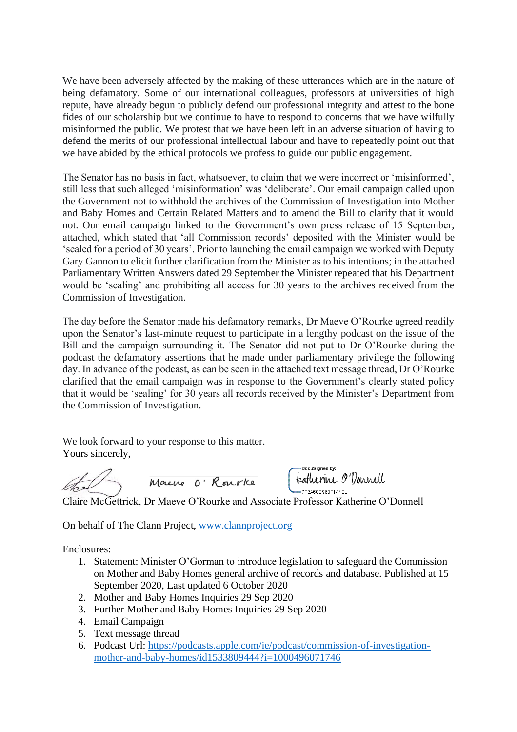We have been adversely affected by the making of these utterances which are in the nature of being defamatory. Some of our international colleagues, professors at universities of high repute, have already begun to publicly defend our professional integrity and attest to the bone fides of our scholarship but we continue to have to respond to concerns that we have wilfully misinformed the public. We protest that we have been left in an adverse situation of having to defend the merits of our professional intellectual labour and have to repeatedly point out that we have abided by the ethical protocols we profess to guide our public engagement.

The Senator has no basis in fact, whatsoever, to claim that we were incorrect or 'misinformed', still less that such alleged 'misinformation' was 'deliberate'. Our email campaign called upon the Government not to withhold the archives of the Commission of Investigation into Mother and Baby Homes and Certain Related Matters and to amend the Bill to clarify that it would not. Our email campaign linked to the Government's own press release of 15 September, attached, which stated that 'all Commission records' deposited with the Minister would be 'sealed for a period of 30 years'. Prior to launching the email campaign we worked with Deputy Gary Gannon to elicit further clarification from the Minister as to his intentions; in the attached Parliamentary Written Answers dated 29 September the Minister repeated that his Department would be 'sealing' and prohibiting all access for 30 years to the archives received from the Commission of Investigation.

The day before the Senator made his defamatory remarks, Dr Maeve O'Rourke agreed readily upon the Senator's last-minute request to participate in a lengthy podcast on the issue of the Bill and the campaign surrounding it. The Senator did not put to Dr O'Rourke during the podcast the defamatory assertions that he made under parliamentary privilege the following day. In advance of the podcast, as can be seen in the attached text message thread, Dr O'Rourke clarified that the email campaign was in response to the Government's clearly stated policy that it would be 'sealing' for 30 years all records received by the Minister's Department from the Commission of Investigation.

We look forward to your response to this matter.
Yours sincerely,

Maeve O'Rourke

DocuSigned by:
Katherine O'Donnell
7F2A68D968F144D...

Claire McGettrick, Dr Maeve O'Rourke and Associate Professor Katherine O'Donnell

On behalf of The Clann Project, [www.clannproject.org](http://www.clannproject.org)

Enclosures:

1. Statement: Minister O'Gorman to introduce legislation to safeguard the Commission on Mother and Baby Homes general archive of records and database. Published at 15 September 2020, Last updated 6 October 2020
2. Mother and Baby Homes Inquiries 29 Sep 2020
3. Further Mother and Baby Homes Inquiries 29 Sep 2020
4. Email Campaign
5. Text message thread
6. Podcast Url: [https://podcasts.apple.com/ie/podcast/commission-of-investigation-mother-and-baby-homes/id1533809444?i=1000496071746](https://podcasts.apple.com/ie/podcast/commission-of-investigation-mother-and-baby-homes/id1533809444?i=1000496071746)